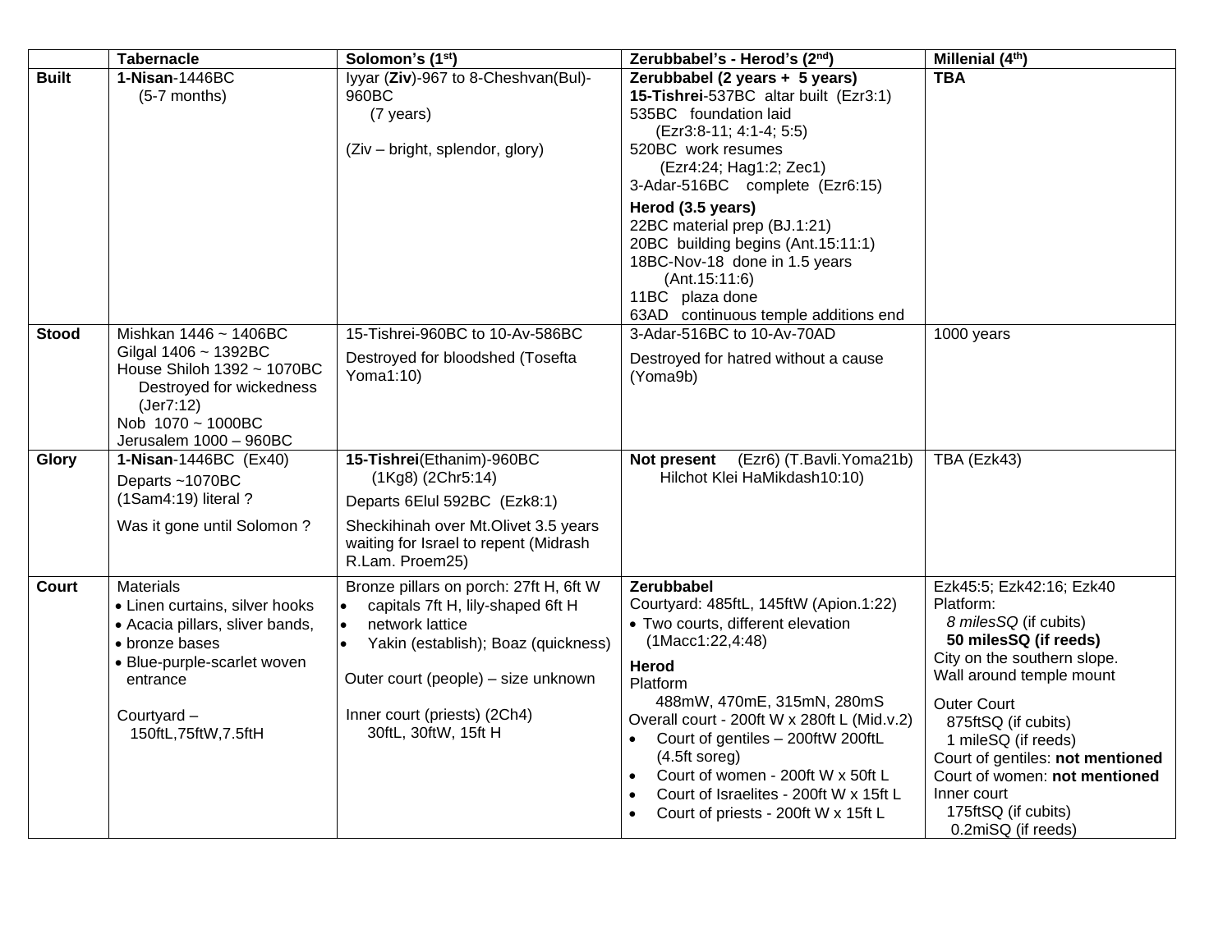| | Tabernacle | Solomon's (1st) | Zerubbabel's - Herod's (2nd) | Millenial (4th) |
|---|---|---|---|---|
| **Built** | **1-Nisan**-1446BC<br>(5-7 months) | Iyyar (**Ziv**)-967 to 8-Cheshvan(Bul)-960BC<br>(7 years)<br><br>(Ziv – bright, splendor, glory) | **Zerubbabel (2 years + 5 years)**<br>**15-Tishrei**-537BC altar built (Ezr3:1)<br>535BC foundation laid<br>(Ezr3:8-11; 4:1-4; 5:5)<br>520BC work resumes<br>(Ezr4:24; Hag1:2; Zec1)<br>3-Adar-516BC complete (Ezr6:15)<br>**Herod (3.5 years)**<br>22BC material prep (BJ.1:21)<br>20BC building begins (Ant.15:11:1)<br>18BC-Nov-18 done in 1.5 years<br>(Ant.15:11:6)<br>11BC plaza done<br>63AD continuous temple additions end | **TBA** |
| **Stood** | Mishkan 1446 ~ 1406BC<br>Gilgal 1406 ~ 1392BC<br>House Shiloh 1392 ~ 1070BC<br>Destroyed for wickedness<br>(Jer7:12)<br>Nob 1070 ~ 1000BC<br>Jerusalem 1000 – 960BC | 15-Tishrei-960BC to 10-Av-586BC<br>Destroyed for bloodshed (Tosefta Yoma1:10) | 3-Adar-516BC to 10-Av-70AD<br>Destroyed for hatred without a cause (Yoma9b) | 1000 years |
| **Glory** | **1-Nisan**-1446BC (Ex40)<br>Departs ~1070BC<br>(1Sam4:19) literal ?<br>Was it gone until Solomon ? | **15-Tishrei**(Ethanim)-960BC<br>(1Kg8) (2Chr5:14)<br>Departs 6Elul 592BC (Ezk8:1)<br>Sheckihinah over Mt.Olivet 3.5 years waiting for Israel to repent (Midrash R.Lam. Proem25) | **Not present** (Ezr6) (T.Bavli.Yoma21b)<br>Hilchot Klei HaMikdash10:10) | TBA (Ezk43) |
| **Court** | Materials<br>• Linen curtains, silver hooks<br>• Acacia pillars, sliver bands,<br>• bronze bases<br>• Blue-purple-scarlet woven entrance<br><br>Courtyard –<br>150ftL,75ftW,7.5ftH | Bronze pillars on porch: 27ft H, 6ft W<br>• capitals 7ft H, lily-shaped 6ft H<br>• network lattice<br>• Yakin (establish); Boaz (quickness)<br><br>Outer court (people) – size unknown<br><br>Inner court (priests) (2Ch4)<br>30ftL, 30ftW, 15ft H | **Zerubbabel**<br>Courtyard: 485ftL, 145ftW (Apion.1:22)<br>• Two courts, different elevation<br>(1Macc1:22,4:48)<br>**Herod**<br>Platform<br>488mW, 470mE, 315mN, 280mS<br>Overall court - 200ft W x 280ft L (Mid.v.2)<br>• Court of gentiles – 200ftW 200ftL<br>(4.5ft soreg)<br>• Court of women - 200ft W x 50ft L<br>• Court of Israelites - 200ft W x 15ft L<br>• Court of priests - 200ft W x 15ft L | Ezk45:5; Ezk42:16; Ezk40<br>Platform:<br>*8 milesSQ* (if cubits)<br>**50 milesSQ (if reeds)**<br>City on the southern slope.<br>Wall around temple mount<br>Outer Court<br>875ftSQ (if cubits)<br>1 mileSQ (if reeds)<br>Court of gentiles: **not mentioned**<br>Court of women: **not mentioned**<br>Inner court<br>175ftSQ (if cubits)<br>0.2miSQ (if reeds) |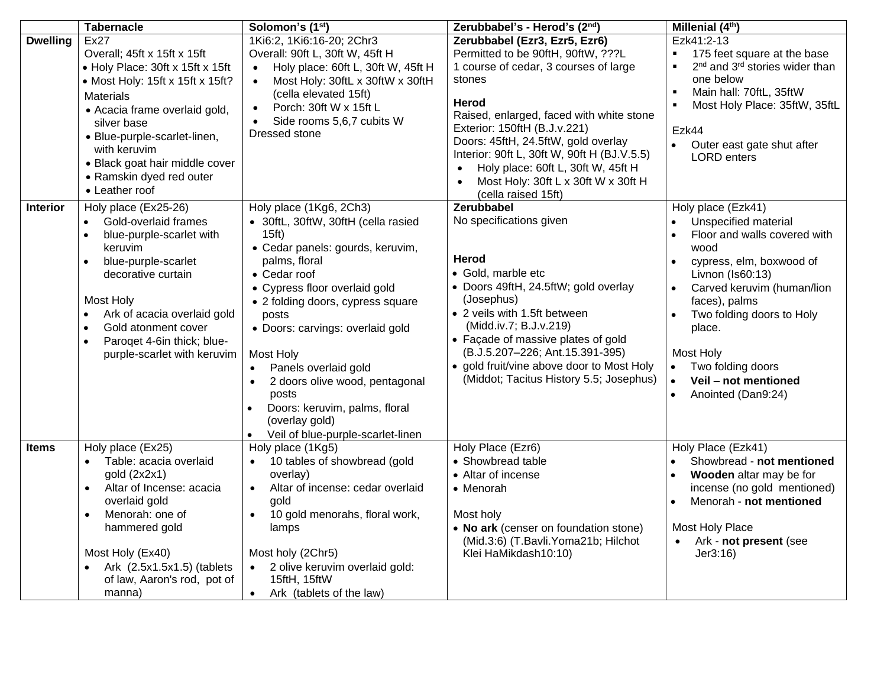| | Tabernacle | Solomon's (1st) | Zerubbabel's - Herod's (2nd) | Millenial (4th) |
|---|---|---|---|---|
| **Dwelling** | Ex27<br>Overall; 45ft x 15ft x 15ft<br>• Holy Place: 30ft x 15ft x 15ft<br>• Most Holy: 15ft x 15ft x 15ft?<br>Materials<br>• Acacia frame overlaid gold, silver base<br>• Blue-purple-scarlet-linen, with keruvim<br>• Black goat hair middle cover<br>• Ramskin dyed red outer<br>• Leather roof | 1Ki6:2, 1Ki6:16-20; 2Chr3<br>Overall: 90ft L, 30ft W, 45ft H<br>• Holy place: 60ft L, 30ft W, 45ft H<br>• Most Holy: 30ftL x 30ftW x 30ftH (cella elevated 15ft)<br>• Porch: 30ft W x 15ft L<br>• Side rooms 5,6,7 cubits W<br>Dressed stone | **Zerubbabel (Ezr3, Ezr5, Ezr6)**<br>Permitted to be 90ftH, 90ftW, ???L<br>1 course of cedar, 3 courses of large stones<br><br>**Herod**<br>Raised, enlarged, faced with white stone<br>Exterior: 150ftH (B.J.v.221)<br>Doors: 45ftH, 24.5ftW, gold overlay<br>Interior: 90ft L, 30ft W, 90ft H (BJ.V.5.5)<br>• Holy place: 60ft L, 30ft W, 45ft H<br>• Most Holy: 30ft L x 30ft W x 30ft H (cella raised 15ft) | Ezk41:2-13<br>▪ 175 feet square at the base<br>▪ 2nd and 3rd stories wider than one below<br>▪ Main hall: 70ftL, 35ftW<br>▪ Most Holy Place: 35ftW, 35ftL<br><br>Ezk44<br>• Outer east gate shut after LORD enters |
| **Interior** | Holy place (Ex25-26)<br>• Gold-overlaid frames<br>• blue-purple-scarlet with keruvim<br>• blue-purple-scarlet decorative curtain<br><br>Most Holy<br>• Ark of acacia overlaid gold<br>• Gold atonment cover<br>• Paroqet 4-6in thick; blue-purple-scarlet with keruvim | Holy place (1Kg6, 2Ch3)<br>• 30ftL, 30ftW, 30ftH (cella rasied 15ft)<br>• Cedar panels: gourds, keruvim, palms, floral<br>• Cedar roof<br>• Cypress floor overlaid gold<br>• 2 folding doors, cypress square posts<br>• Doors: carvings: overlaid gold<br><br>Most Holy<br>• Panels overlaid gold<br>• 2 doors olive wood, pentagonal posts<br>• Doors: keruvim, palms, floral (overlay gold)<br>• Veil of blue-purple-scarlet-linen | **Zerubbabel**<br>No specifications given<br><br>**Herod**<br>• Gold, marble etc<br>• Doors 49ftH, 24.5ftW; gold overlay (Josephus)<br>• 2 veils with 1.5ft between (Midd.iv.7; B.J.v.219)<br>• Façade of massive plates of gold (B.J.5.207–226; Ant.15.391-395)<br>• gold fruit/vine above door to Most Holy (Middot; Tacitus History 5.5; Josephus) | Holy place (Ezk41)<br>• Unspecified material<br>• Floor and walls covered with wood<br>• cypress, elm, boxwood of Livnon (Is60:13)<br>• Carved keruvim (human/lion faces), palms<br>• Two folding doors to Holy place.<br><br>Most Holy<br>• Two folding doors<br>• **Veil – not mentioned**<br>• Anointed (Dan9:24) |
| **Items** | Holy place (Ex25)<br>• Table: acacia overlaid gold (2x2x1)<br>• Altar of Incense: acacia overlaid gold<br>• Menorah: one of hammered gold<br><br>Most Holy (Ex40)<br>• Ark (2.5x1.5x1.5) (tablets of law, Aaron's rod, pot of manna) | Holy place (1Kg5)<br>• 10 tables of showbread (gold overlay)<br>• Altar of incense: cedar overlaid gold<br>• 10 gold menorahs, floral work, lamps<br><br>Most holy (2Chr5)<br>• 2 olive keruvim overlaid gold: 15ftH, 15ftW<br>• Ark (tablets of the law) | Holy Place (Ezr6)<br>• Showbread table<br>• Altar of incense<br>• Menorah<br><br>Most holy<br>• **No ark** (censer on foundation stone) (Mid.3:6) (T.Bavli.Yoma21b; Hilchot Klei HaMikdash10:10) | Holy Place (Ezk41)<br>• Showbread - **not mentioned**<br>• **Wooden** altar may be for incense (no gold mentioned)<br>• Menorah - **not mentioned**<br><br>Most Holy Place<br>• Ark - **not present** (see Jer3:16) |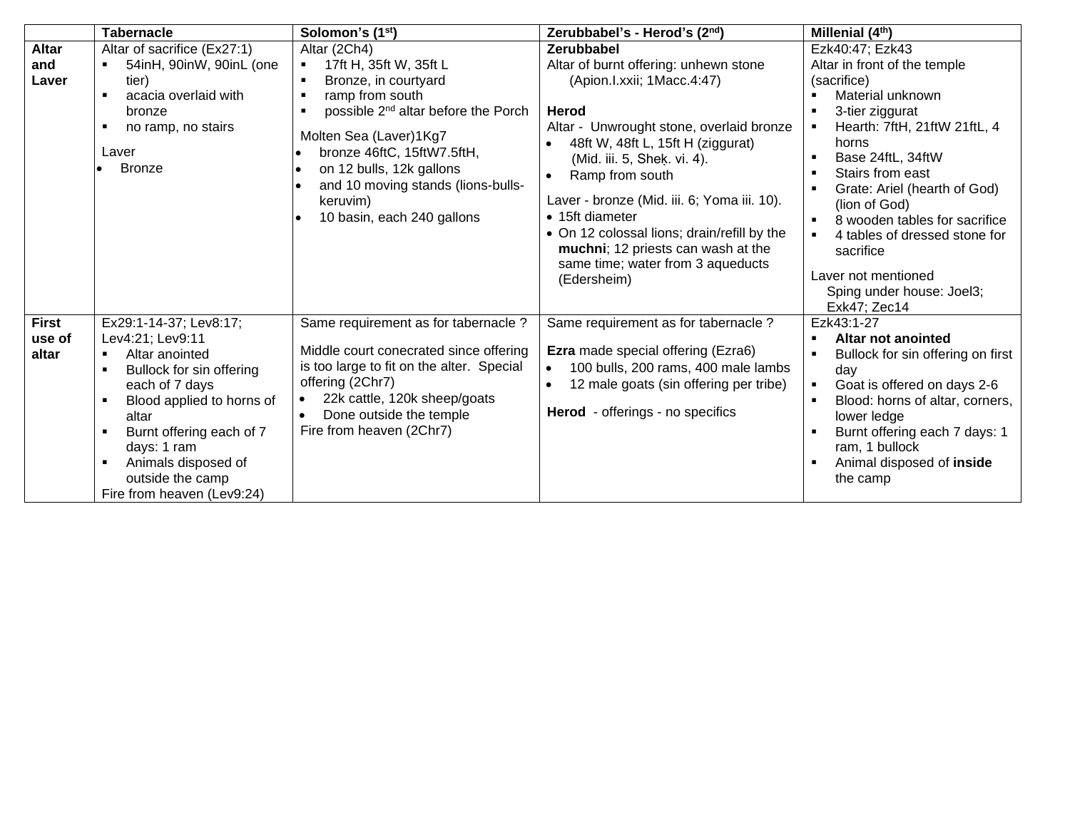| | Tabernacle | Solomon's (1st) | Zerubbabel's - Herod's (2nd) | Millenial (4th) |
|---|---|---|---|---|
| **Altar and Laver** | Altar of sacrifice (Ex27:1)<br>▪ 54inH, 90inW, 90inL (one tier)<br>▪ acacia overlaid with bronze<br>▪ no ramp, no stairs<br><br>Laver<br>• Bronze | Altar (2Ch4)<br>▪ 17ft H, 35ft W, 35ft L<br>▪ Bronze, in courtyard<br>▪ ramp from south<br>▪ possible 2nd altar before the Porch<br><br>Molten Sea (Laver)1Kg7<br>• bronze 46ftC, 15ftW7.5ftH,<br>• on 12 bulls, 12k gallons<br>• and 10 moving stands (lions-bulls-keruvim)<br>• 10 basin, each 240 gallons | **Zerubbabel**<br>Altar of burnt offering: unhewn stone (Apion.I.xxii; 1Macc.4:47)<br><br>**Herod**<br>Altar - Unwrought stone, overlaid bronze<br>• 48ft W, 48ft L, 15ft H (ziggurat) (Mid. iii. 5, Sheḳ. vi. 4).<br>• Ramp from south<br><br>Laver - bronze (Mid. iii. 6; Yoma iii. 10).<br>• 15ft diameter<br>• On 12 colossal lions; drain/refill by the **muchni**; 12 priests can wash at the same time; water from 3 aqueducts (Edersheim) | Ezk40:47; Ezk43<br>Altar in front of the temple (sacrifice)<br>▪ Material unknown<br>▪ 3-tier ziggurat<br>▪ Hearth: 7ftH, 21ftW 21ftL, 4 horns<br>▪ Base 24ftL, 34ftW<br>▪ Stairs from east<br>▪ Grate: Ariel (hearth of God) (lion of God)<br>▪ 8 wooden tables for sacrifice<br>▪ 4 tables of dressed stone for sacrifice<br><br>Laver not mentioned<br>Sping under house: Joel3; Exk47; Zec14 |
| **First use of altar** | Ex29:1-14-37; Lev8:17; Lev4:21; Lev9:11<br>▪ Altar anointed<br>▪ Bullock for sin offering each of 7 days<br>▪ Blood applied to horns of altar<br>▪ Burnt offering each of 7 days: 1 ram<br>▪ Animals disposed of outside the camp<br>Fire from heaven (Lev9:24) | Same requirement as for tabernacle ?<br><br>Middle court conecrated since offering is too large to fit on the alter. Special offering (2Chr7)<br>• 22k cattle, 120k sheep/goats<br>• Done outside the temple<br>Fire from heaven (2Chr7) | Same requirement as for tabernacle ?<br><br>**Ezra** made special offering (Ezra6)<br>• 100 bulls, 200 rams, 400 male lambs<br>• 12 male goats (sin offering per tribe)<br><br>**Herod** - offerings - no specifics | Ezk43:1-27<br>▪ **Altar not anointed**<br>▪ Bullock for sin offering on first day<br>▪ Goat is offered on days 2-6<br>▪ Blood: horns of altar, corners, lower ledge<br>▪ Burnt offering each 7 days: 1 ram, 1 bullock<br>▪ Animal disposed of **inside** the camp |